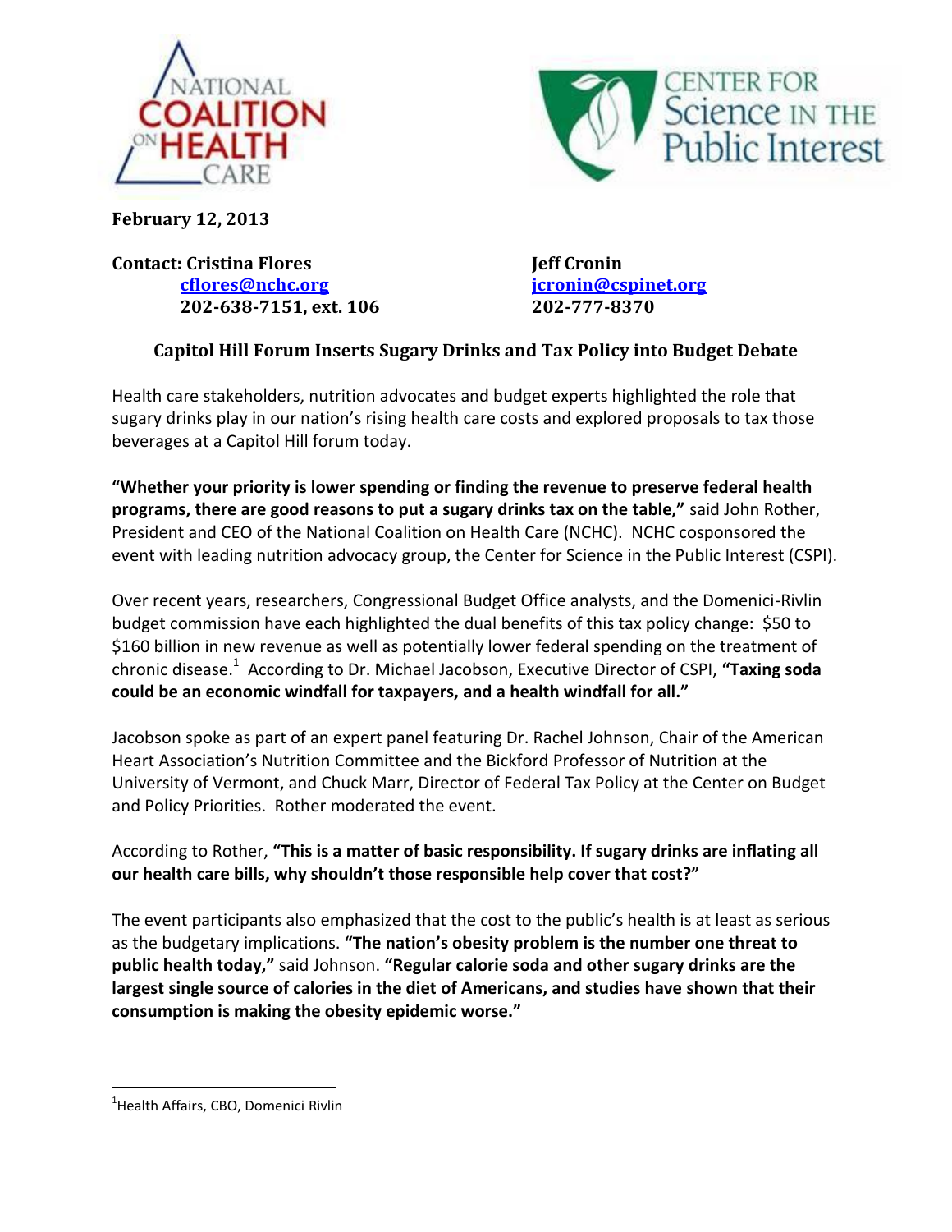NATIONAL COALITION ON HEALTH CARE

CENTER FOR Science IN THE Public Interest

**February 12, 2013**

**Contact: Cristina Flores**
**[cflores@nchc.org](mailto:cflores@nchc.org)**
**202-638-7151, ext. 106**

**Jeff Cronin**
**[jcronin@cspinet.org](mailto:jcronin@cspinet.org)**
**202-777-8370**

## Capitol Hill Forum Inserts Sugary Drinks and Tax Policy into Budget Debate

Health care stakeholders, nutrition advocates and budget experts highlighted the role that sugary drinks play in our nation's rising health care costs and explored proposals to tax those beverages at a Capitol Hill forum today.

**"Whether your priority is lower spending or finding the revenue to preserve federal health programs, there are good reasons to put a sugary drinks tax on the table,"** said John Rother, President and CEO of the National Coalition on Health Care (NCHC). NCHC cosponsored the event with leading nutrition advocacy group, the Center for Science in the Public Interest (CSPI).

Over recent years, researchers, Congressional Budget Office analysts, and the Domenici-Rivlin budget commission have each highlighted the dual benefits of this tax policy change: $50 to $160 billion in new revenue as well as potentially lower federal spending on the treatment of chronic disease.[1] According to Dr. Michael Jacobson, Executive Director of CSPI, **"Taxing soda could be an economic windfall for taxpayers, and a health windfall for all."**

Jacobson spoke as part of an expert panel featuring Dr. Rachel Johnson, Chair of the American Heart Association's Nutrition Committee and the Bickford Professor of Nutrition at the University of Vermont, and Chuck Marr, Director of Federal Tax Policy at the Center on Budget and Policy Priorities. Rother moderated the event.

According to Rother, **"This is a matter of basic responsibility. If sugary drinks are inflating all our health care bills, why shouldn't those responsible help cover that cost?"**

The event participants also emphasized that the cost to the public's health is at least as serious as the budgetary implications. **"The nation's obesity problem is the number one threat to public health today,"** said Johnson. **"Regular calorie soda and other sugary drinks are the largest single source of calories in the diet of Americans, and studies have shown that their consumption is making the obesity epidemic worse."**

---

[1] Health Affairs, CBO, Domenici Rivlin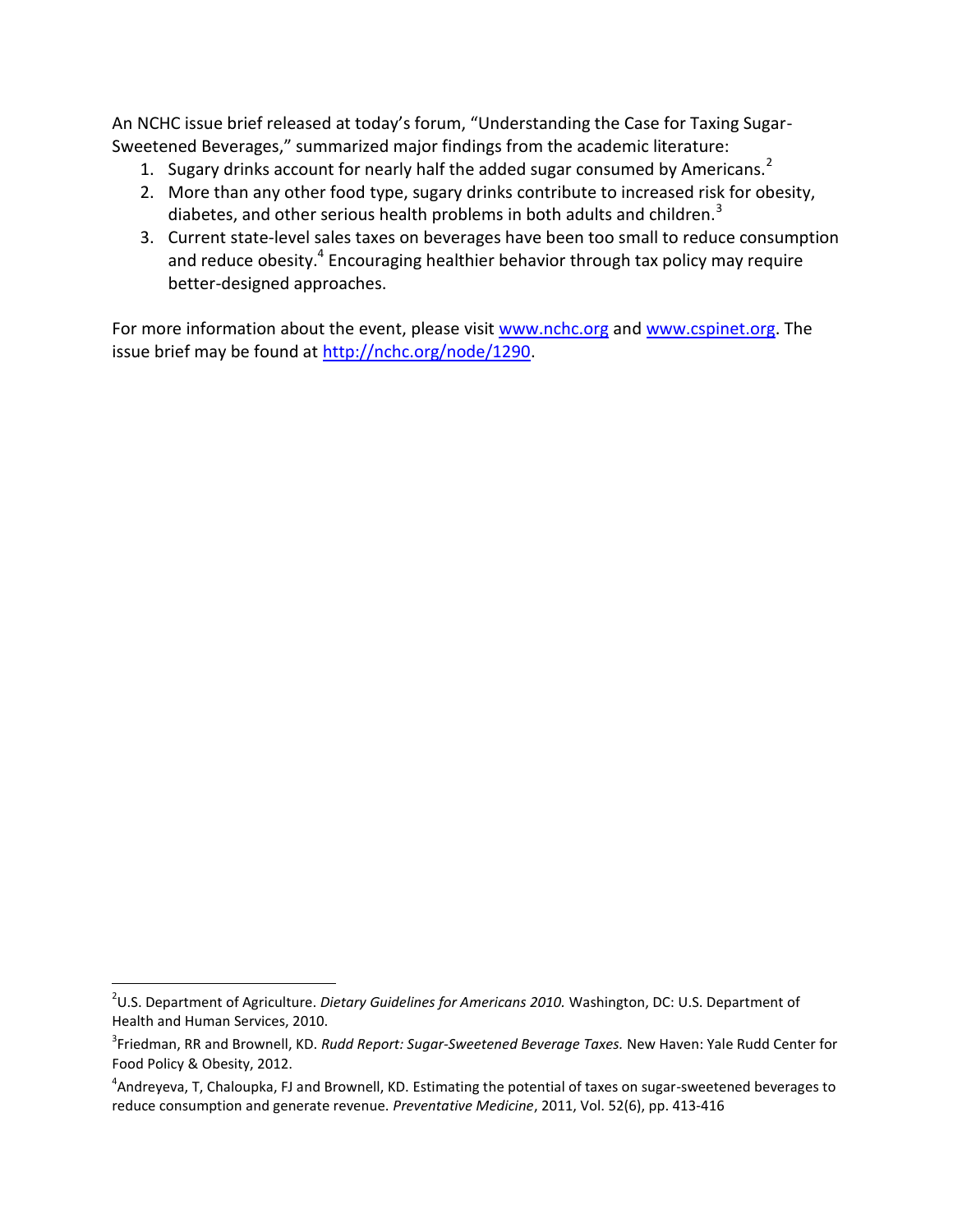An NCHC issue brief released at today's forum, "Understanding the Case for Taxing Sugar-Sweetened Beverages," summarized major findings from the academic literature:

1. Sugary drinks account for nearly half the added sugar consumed by Americans.[2]
2. More than any other food type, sugary drinks contribute to increased risk for obesity, diabetes, and other serious health problems in both adults and children.[3]
3. Current state-level sales taxes on beverages have been too small to reduce consumption and reduce obesity.[4] Encouraging healthier behavior through tax policy may require better-designed approaches.

For more information about the event, please visit [www.nchc.org](http://www.nchc.org) and [www.cspinet.org](http://www.cspinet.org). The issue brief may be found at [http://nchc.org/node/1290](http://nchc.org/node/1290).

---

[2] U.S. Department of Agriculture. *Dietary Guidelines for Americans 2010.* Washington, DC: U.S. Department of Health and Human Services, 2010.

[3] Friedman, RR and Brownell, KD. *Rudd Report: Sugar-Sweetened Beverage Taxes.* New Haven: Yale Rudd Center for Food Policy & Obesity, 2012.

[4] Andreyeva, T, Chaloupka, FJ and Brownell, KD. Estimating the potential of taxes on sugar-sweetened beverages to reduce consumption and generate revenue. *Preventative Medicine*, 2011, Vol. 52(6), pp. 413-416